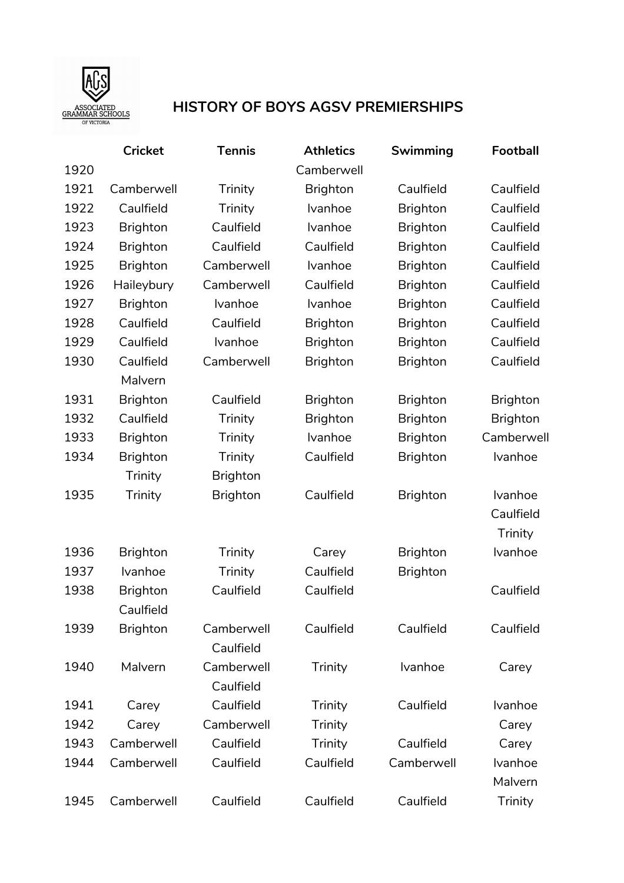# HISTORY OF BOYS AGSV PREMIERSHIPS

| | Cricket | Tennis | Athletics | Swimming | Football |
|---|---|---|---|---|---|
| 1920 | | | Camberwell | | |
| 1921 | Camberwell | Trinity | Brighton | Caulfield | Caulfield |
| 1922 | Caulfield | Trinity | Ivanhoe | Brighton | Caulfield |
| 1923 | Brighton | Caulfield | Ivanhoe | Brighton | Caulfield |
| 1924 | Brighton | Caulfield | Caulfield | Brighton | Caulfield |
| 1925 | Brighton | Camberwell | Ivanhoe | Brighton | Caulfield |
| 1926 | Haileybury | Camberwell | Caulfield | Brighton | Caulfield |
| 1927 | Brighton | Ivanhoe | Ivanhoe | Brighton | Caulfield |
| 1928 | Caulfield | Caulfield | Brighton | Brighton | Caulfield |
| 1929 | Caulfield | Ivanhoe | Brighton | Brighton | Caulfield |
| 1930 | Caulfield<br>Malvern | Camberwell | Brighton | Brighton | Caulfield |
| 1931 | Brighton | Caulfield | Brighton | Brighton | Brighton |
| 1932 | Caulfield | Trinity | Brighton | Brighton | Brighton |
| 1933 | Brighton | Trinity | Ivanhoe | Brighton | Camberwell |
| 1934 | Brighton<br>Trinity | Trinity<br>Brighton | Caulfield | Brighton | Ivanhoe |
| 1935 | Trinity | Brighton | Caulfield | Brighton | Ivanhoe<br>Caulfield<br>Trinity |
| 1936 | Brighton | Trinity | Carey | Brighton | Ivanhoe |
| 1937 | Ivanhoe | Trinity | Caulfield | Brighton | |
| 1938 | Brighton<br>Caulfield | Caulfield | Caulfield | | Caulfield |
| 1939 | Brighton | Camberwell<br>Caulfield | Caulfield | Caulfield | Caulfield |
| 1940 | Malvern | Camberwell<br>Caulfield | Trinity | Ivanhoe | Carey |
| 1941 | Carey | Caulfield | Trinity | Caulfield | Ivanhoe |
| 1942 | Carey | Camberwell | Trinity | | Carey |
| 1943 | Camberwell | Caulfield | Trinity | Caulfield | Carey |
| 1944 | Camberwell | Caulfield | Caulfield | Camberwell | Ivanhoe<br>Malvern |
| 1945 | Camberwell | Caulfield | Caulfield | Caulfield | Trinity |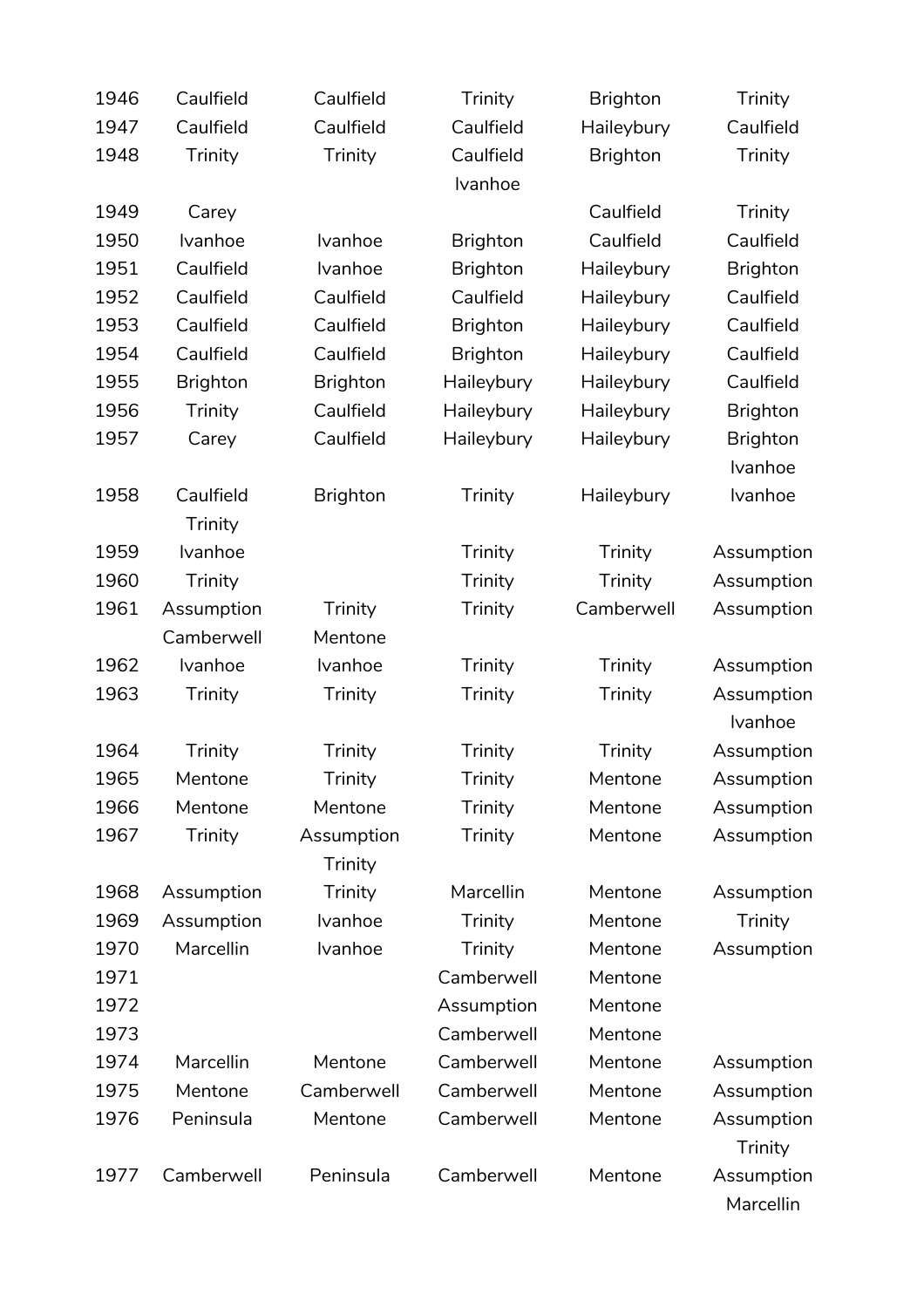| | | | | | |
|---|---|---|---|---|---|
| 1946 | Caulfield | Caulfield | Trinity | Brighton | Trinity |
| 1947 | Caulfield | Caulfield | Caulfield | Haileybury | Caulfield |
| 1948 | Trinity | Trinity | Caulfield Ivanhoe | Brighton | Trinity |
| 1949 | Carey | | | Caulfield | Trinity |
| 1950 | Ivanhoe | Ivanhoe | Brighton | Caulfield | Caulfield |
| 1951 | Caulfield | Ivanhoe | Brighton | Haileybury | Brighton |
| 1952 | Caulfield | Caulfield | Caulfield | Haileybury | Caulfield |
| 1953 | Caulfield | Caulfield | Brighton | Haileybury | Caulfield |
| 1954 | Caulfield | Caulfield | Brighton | Haileybury | Caulfield |
| 1955 | Brighton | Brighton | Haileybury | Haileybury | Caulfield |
| 1956 | Trinity | Caulfield | Haileybury | Haileybury | Brighton |
| 1957 | Carey | Caulfield | Haileybury | Haileybury | Brighton Ivanhoe |
| 1958 | Caulfield Trinity | Brighton | Trinity | Haileybury | Ivanhoe |
| 1959 | Ivanhoe | | Trinity | Trinity | Assumption |
| 1960 | Trinity | | Trinity | Trinity | Assumption |
| 1961 | Assumption Camberwell | Trinity Mentone | Trinity | Camberwell | Assumption |
| 1962 | Ivanhoe | Ivanhoe | Trinity | Trinity | Assumption |
| 1963 | Trinity | Trinity | Trinity | Trinity | Assumption Ivanhoe |
| 1964 | Trinity | Trinity | Trinity | Trinity | Assumption |
| 1965 | Mentone | Trinity | Trinity | Mentone | Assumption |
| 1966 | Mentone | Mentone | Trinity | Mentone | Assumption |
| 1967 | Trinity | Assumption Trinity | Trinity | Mentone | Assumption |
| 1968 | Assumption | Trinity | Marcellin | Mentone | Assumption |
| 1969 | Assumption | Ivanhoe | Trinity | Mentone | Trinity |
| 1970 | Marcellin | Ivanhoe | Trinity | Mentone | Assumption |
| 1971 | | | Camberwell | Mentone | |
| 1972 | | | Assumption | Mentone | |
| 1973 | | | Camberwell | Mentone | |
| 1974 | Marcellin | Mentone | Camberwell | Mentone | Assumption |
| 1975 | Mentone | Camberwell | Camberwell | Mentone | Assumption |
| 1976 | Peninsula | Mentone | Camberwell | Mentone | Assumption Trinity |
| 1977 | Camberwell | Peninsula | Camberwell | Mentone | Assumption Marcellin |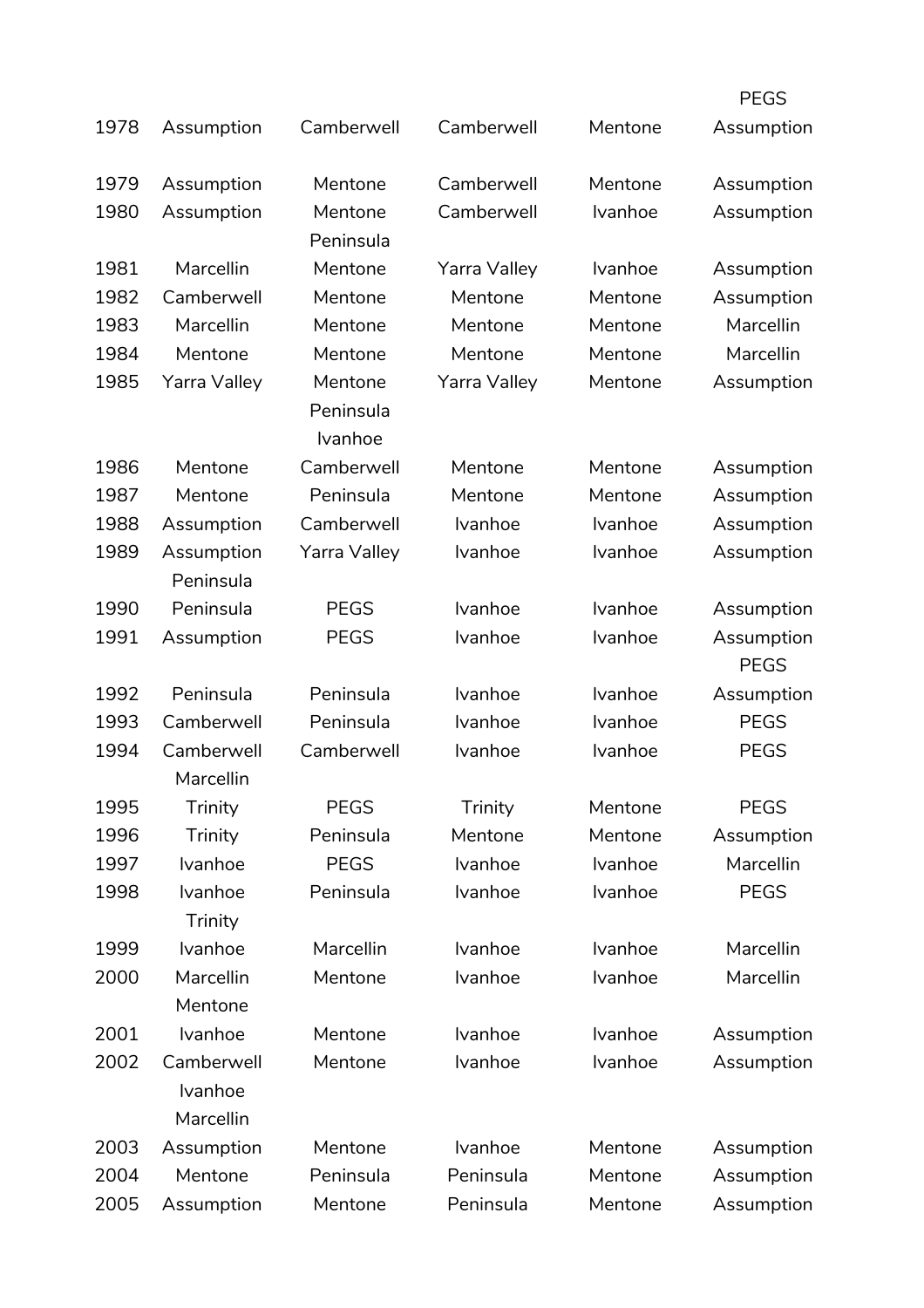| | | | | | |
|---|---|---|---|---|---|
| | | | | | PEGS |
| 1978 | Assumption | Camberwell | Camberwell | Mentone | Assumption |
| 1979 | Assumption | Mentone | Camberwell | Mentone | Assumption |
| 1980 | Assumption | Mentone<br>Peninsula | Camberwell | Ivanhoe | Assumption |
| 1981 | Marcellin | Mentone | Yarra Valley | Ivanhoe | Assumption |
| 1982 | Camberwell | Mentone | Mentone | Mentone | Assumption |
| 1983 | Marcellin | Mentone | Mentone | Mentone | Marcellin |
| 1984 | Mentone | Mentone | Mentone | Mentone | Marcellin |
| 1985 | Yarra Valley | Mentone<br>Peninsula<br>Ivanhoe | Yarra Valley | Mentone | Assumption |
| 1986 | Mentone | Camberwell | Mentone | Mentone | Assumption |
| 1987 | Mentone | Peninsula | Mentone | Mentone | Assumption |
| 1988 | Assumption | Camberwell | Ivanhoe | Ivanhoe | Assumption |
| 1989 | Assumption<br>Peninsula | Yarra Valley | Ivanhoe | Ivanhoe | Assumption |
| 1990 | Peninsula | PEGS | Ivanhoe | Ivanhoe | Assumption |
| 1991 | Assumption | PEGS | Ivanhoe | Ivanhoe | Assumption<br>PEGS |
| 1992 | Peninsula | Peninsula | Ivanhoe | Ivanhoe | Assumption |
| 1993 | Camberwell | Peninsula | Ivanhoe | Ivanhoe | PEGS |
| 1994 | Camberwell<br>Marcellin | Camberwell | Ivanhoe | Ivanhoe | PEGS |
| 1995 | Trinity | PEGS | Trinity | Mentone | PEGS |
| 1996 | Trinity | Peninsula | Mentone | Mentone | Assumption |
| 1997 | Ivanhoe | PEGS | Ivanhoe | Ivanhoe | Marcellin |
| 1998 | Ivanhoe<br>Trinity | Peninsula | Ivanhoe | Ivanhoe | PEGS |
| 1999 | Ivanhoe | Marcellin | Ivanhoe | Ivanhoe | Marcellin |
| 2000 | Marcellin<br>Mentone | Mentone | Ivanhoe | Ivanhoe | Marcellin |
| 2001 | Ivanhoe | Mentone | Ivanhoe | Ivanhoe | Assumption |
| 2002 | Camberwell<br>Ivanhoe<br>Marcellin | Mentone | Ivanhoe | Ivanhoe | Assumption |
| 2003 | Assumption | Mentone | Ivanhoe | Mentone | Assumption |
| 2004 | Mentone | Peninsula | Peninsula | Mentone | Assumption |
| 2005 | Assumption | Mentone | Peninsula | Mentone | Assumption |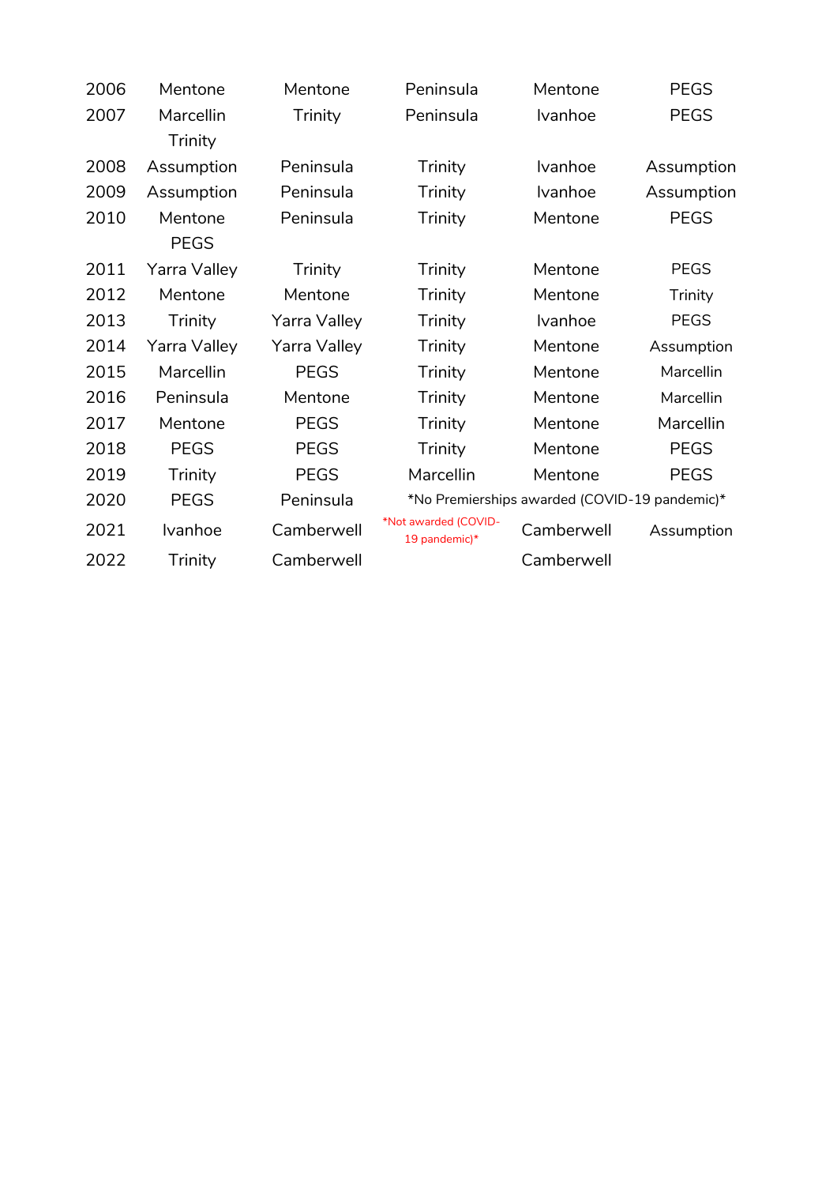| | | | | | |
|---|---|---|---|---|---|
| 2006 | Mentone | Mentone | Peninsula | Mentone | PEGS |
| 2007 | Marcellin Trinity | Trinity | Peninsula | Ivanhoe | PEGS |
| 2008 | Assumption | Peninsula | Trinity | Ivanhoe | Assumption |
| 2009 | Assumption | Peninsula | Trinity | Ivanhoe | Assumption |
| 2010 | Mentone PEGS | Peninsula | Trinity | Mentone | PEGS |
| 2011 | Yarra Valley | Trinity | Trinity | Mentone | PEGS |
| 2012 | Mentone | Mentone | Trinity | Mentone | Trinity |
| 2013 | Trinity | Yarra Valley | Trinity | Ivanhoe | PEGS |
| 2014 | Yarra Valley | Yarra Valley | Trinity | Mentone | Assumption |
| 2015 | Marcellin | PEGS | Trinity | Mentone | Marcellin |
| 2016 | Peninsula | Mentone | Trinity | Mentone | Marcellin |
| 2017 | Mentone | PEGS | Trinity | Mentone | Marcellin |
| 2018 | PEGS | PEGS | Trinity | Mentone | PEGS |
| 2019 | Trinity | PEGS | Marcellin | Mentone | PEGS |
| 2020 | PEGS | Peninsula | *No Premierships awarded (COVID-19 pandemic)* | | |
| 2021 | Ivanhoe | Camberwell | *Not awarded (COVID-19 pandemic)* | Camberwell | Assumption |
| 2022 | Trinity | Camberwell | | Camberwell | |